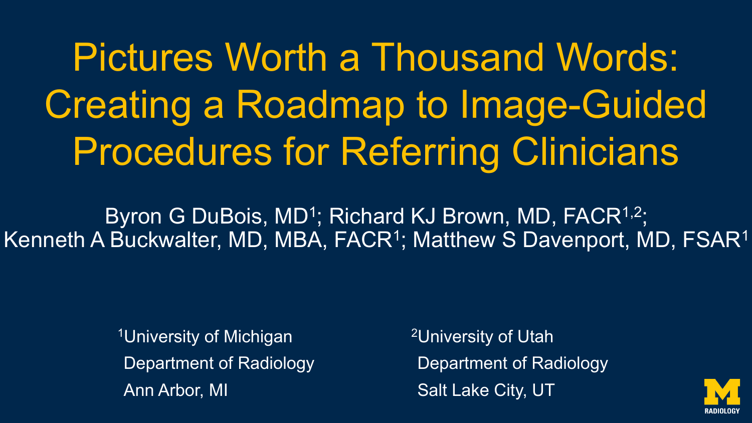# Pictures Worth a Thousand Words: Creating a Roadmap to Image-Guided Procedures for Referring Clinicians

Byron G DuBois, MD[1]; Richard KJ Brown, MD, FACR[1,2]; Kenneth A Buckwalter, MD, MBA, FACR[1]; Matthew S Davenport, MD, FSAR[1]

[1]University of Michigan
Department of Radiology
Ann Arbor, MI

[2]University of Utah
Department of Radiology
Salt Lake City, UT

RADIOLOGY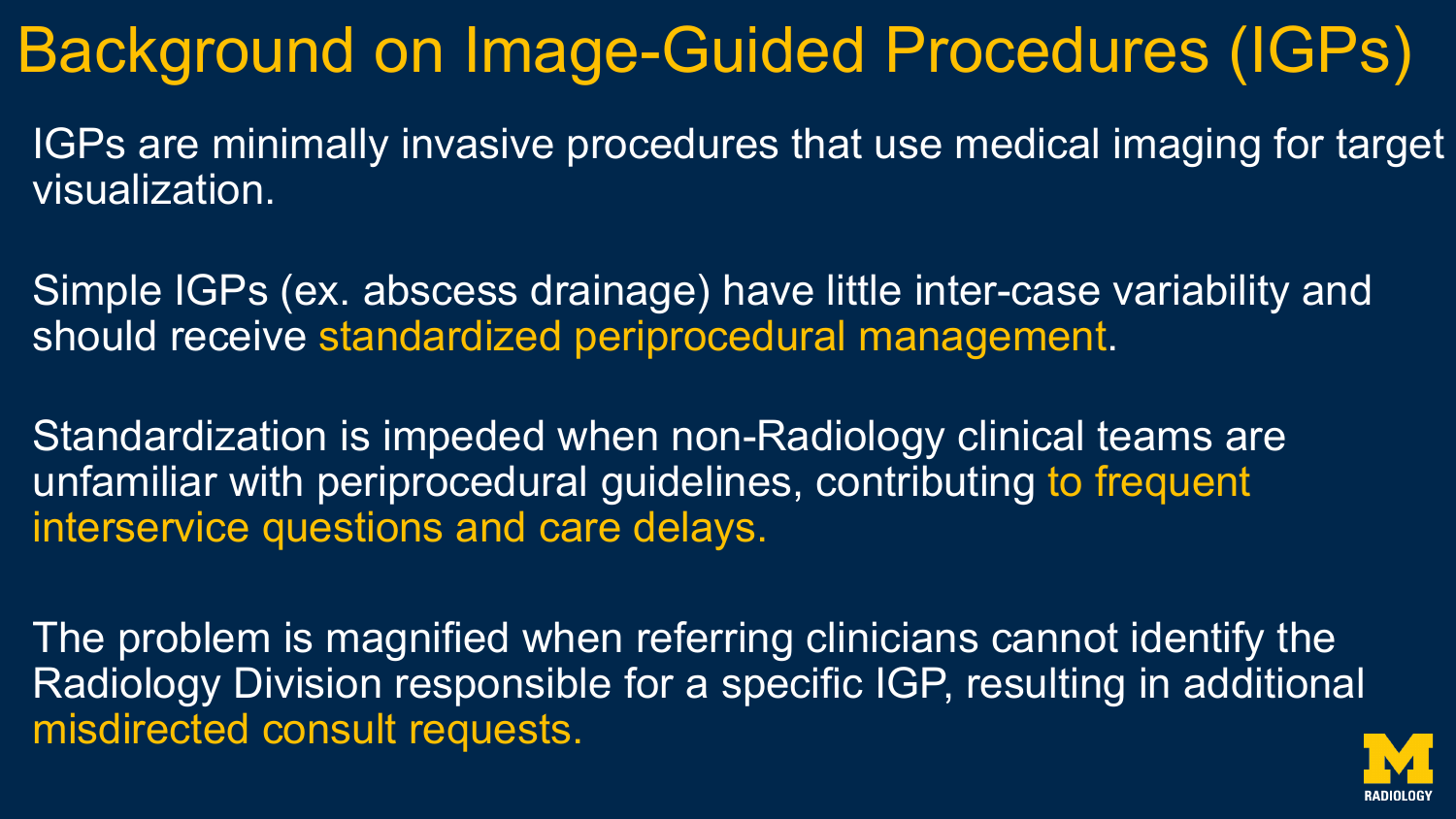# Background on Image-Guided Procedures (IGPs)

IGPs are minimally invasive procedures that use medical imaging for target visualization.

Simple IGPs (ex. abscess drainage) have little inter-case variability and should receive standardized periprocedural management.

Standardization is impeded when non-Radiology clinical teams are unfamiliar with periprocedural guidelines, contributing to frequent interservice questions and care delays.

The problem is magnified when referring clinicians cannot identify the Radiology Division responsible for a specific IGP, resulting in additional misdirected consult requests.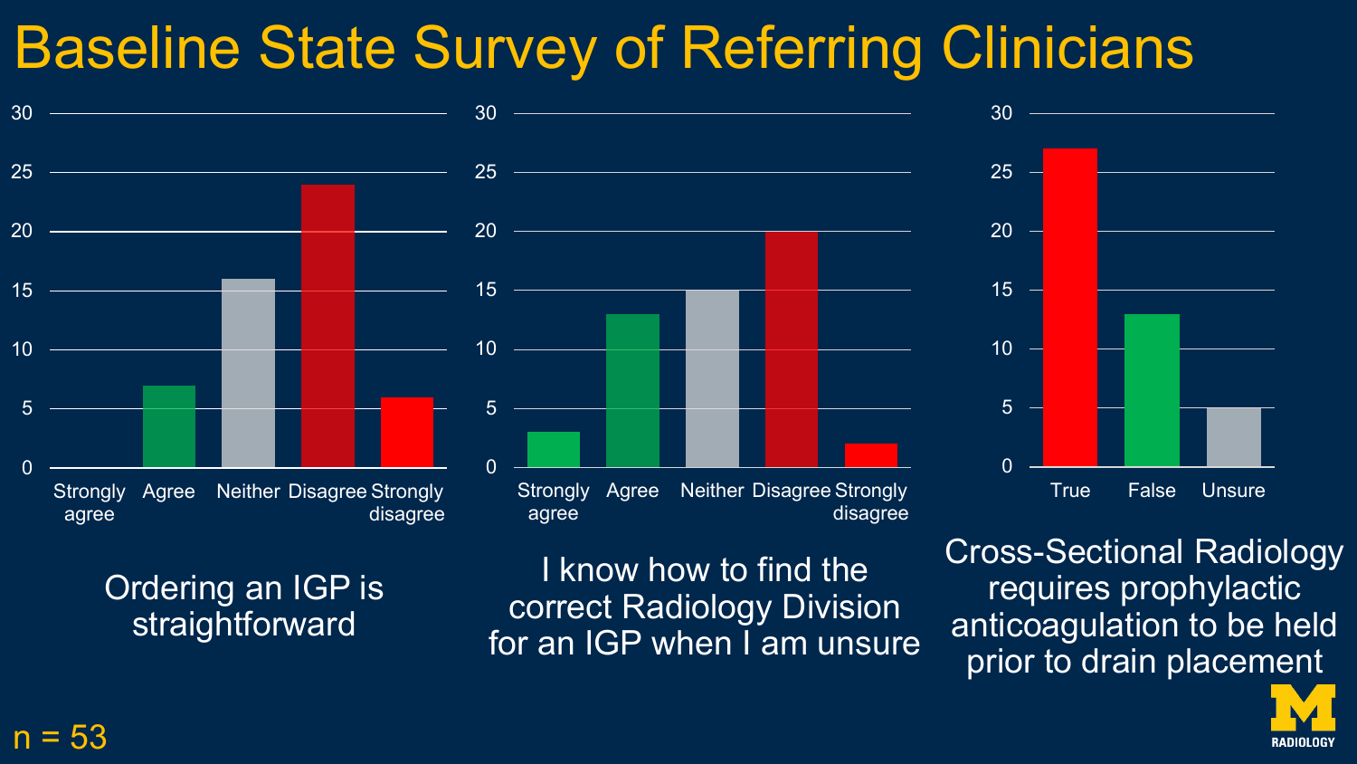# Baseline State Survey of Referring Clinicians

| Response | Count |
|---|---|
| Strongly agree | 0 |
| Agree | 7 |
| Neither | 16 |
| Disagree | 24 |
| Strongly disagree | 6 |

Ordering an IGP is straightforward

| Response | Count |
|---|---|
| Strongly agree | 3 |
| Agree | 13 |
| Neither | 15 |
| Disagree | 20 |
| Strongly disagree | 2 |

I know how to find the correct Radiology Division for an IGP when I am unsure

| Response | Count |
|---|---|
| True | 27 |
| False | 13 |
| Unsure | 5 |

Cross-Sectional Radiology requires prophylactic anticoagulation to be held prior to drain placement

n = 53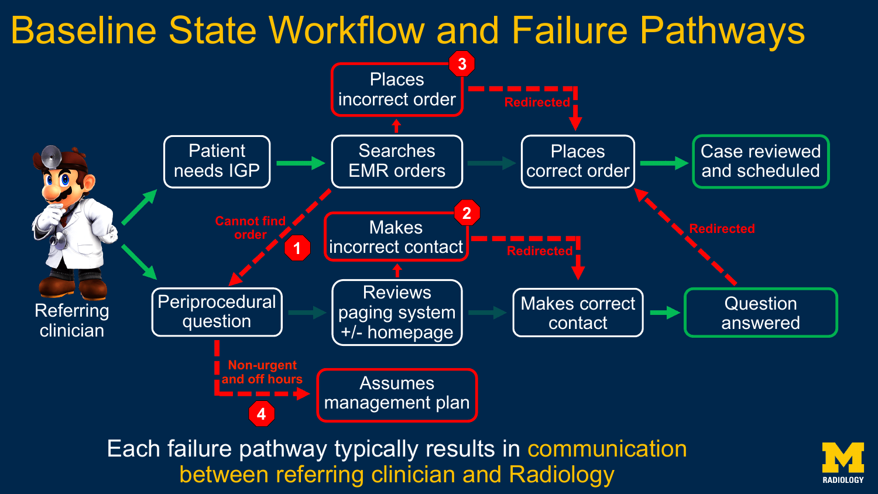# Baseline State Workflow and Failure Pathways

Referring clinician

Patient needs IGP → Searches EMR orders → Places correct order → Case reviewed and scheduled

Searches EMR orders → Places incorrect order (3) → Redirected → Places correct order

Searches EMR orders → Cannot find order (1) → Periprocedural question

Periprocedural question → Reviews paging system +/- homepage → Makes correct contact → Question answered

Reviews paging system +/- homepage → Makes incorrect contact (2) → Redirected → Makes correct contact

Question answered → Redirected → Places correct order

Periprocedural question → Non-urgent and off hours (4) → Assumes management plan

Each failure pathway typically results in communication between referring clinician and Radiology

RADIOLOGY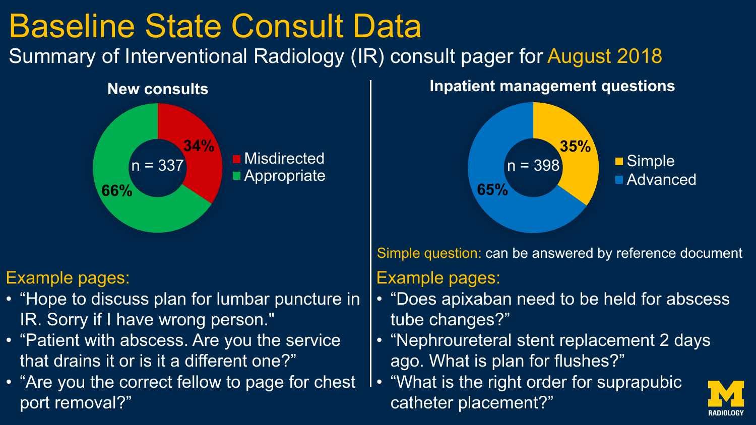# Baseline State Consult Data

Summary of Interventional Radiology (IR) consult pager for August 2018

## New consults

n = 337

- Misdirected: 34%
- Appropriate: 66%

### Example pages:

- "Hope to discuss plan for lumbar puncture in IR. Sorry if I have wrong person."
- "Patient with abscess. Are you the service that drains it or is it a different one?"
- "Are you the correct fellow to page for chest port removal?"

## Inpatient management questions

n = 398

- Simple: 35%
- Advanced: 65%

Simple question: can be answered by reference document

### Example pages:

- "Does apixaban need to be held for abscess tube changes?"
- "Nephroureteral stent replacement 2 days ago. What is plan for flushes?"
- "What is the right order for suprapubic catheter placement?"

M RADIOLOGY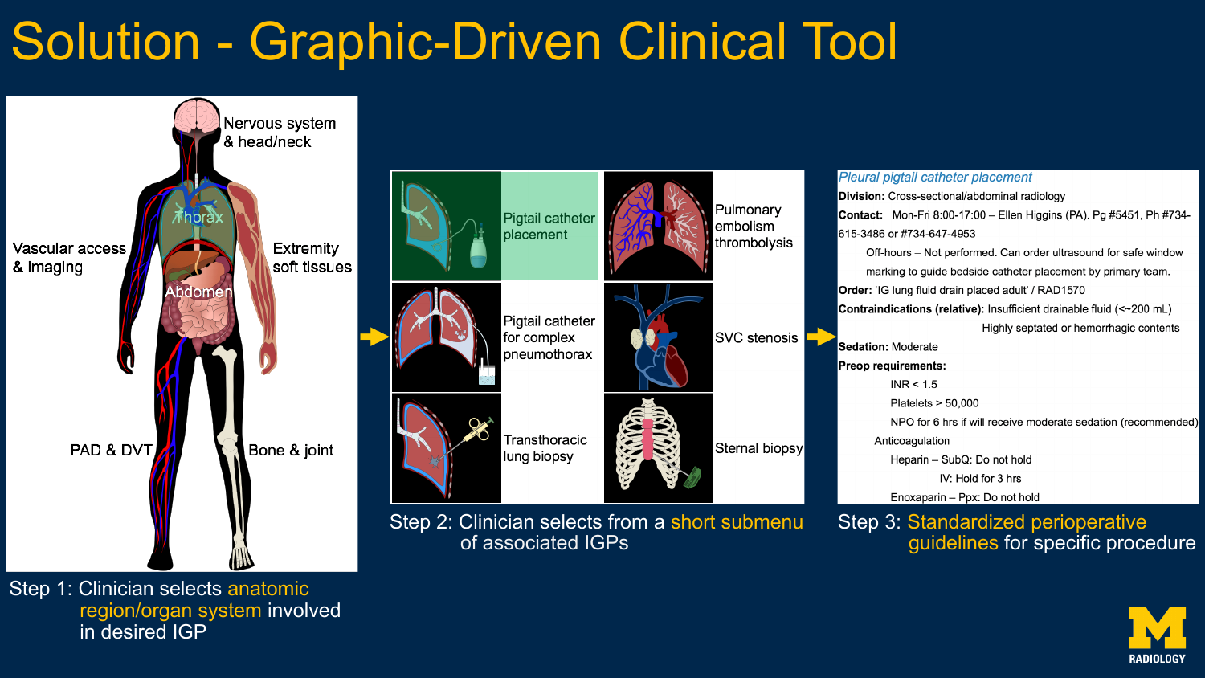# Solution - Graphic-Driven Clinical Tool

Nervous system & head/neck

Thorax

Vascular access & imaging

Extremity soft tissues

Abdomen

PAD & DVT

Bone & joint

Step 1: Clinician selects anatomic region/organ system involved in desired IGP

Pigtail catheter placement

Pulmonary embolism thrombolysis

Pigtail catheter for complex pneumothorax

SVC stenosis

Transthoracic lung biopsy

Sternal biopsy

Step 2: Clinician selects from a short submenu of associated IGPs

*Pleural pigtail catheter placement*

**Division:** Cross-sectional/abdominal radiology

**Contact:** Mon-Fri 8:00-17:00 – Ellen Higgins (PA). Pg #5451, Ph #734-615-3486 or #734-647-4953

Off-hours – Not performed. Can order ultrasound for safe window marking to guide bedside catheter placement by primary team.

**Order:** 'IG lung fluid drain placed adult' / RAD1570

**Contraindications (relative):** Insufficient drainable fluid (<~200 mL)

Highly septated or hemorrhagic contents

**Sedation:** Moderate

**Preop requirements:**

- INR < 1.5
- Platelets > 50,000
- NPO for 6 hrs if will receive moderate sedation (recommended)

Anticoagulation

- Heparin – SubQ: Do not hold
  - IV: Hold for 3 hrs
- Enoxaparin – Ppx: Do not hold

Step 3: Standardized perioperative guidelines for specific procedure

RADIOLOGY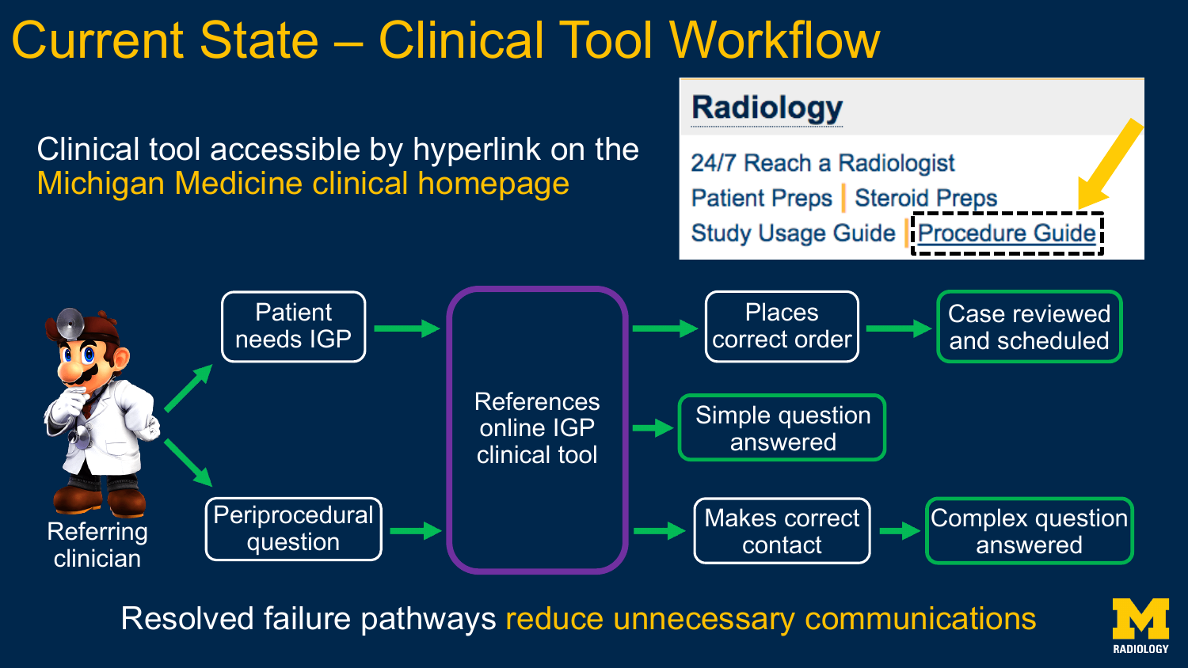# Current State – Clinical Tool Workflow

Clinical tool accessible by hyperlink on the Michigan Medicine clinical homepage

**Radiology**

24/7 Reach a Radiologist
Patient Preps | Steroid Preps
Study Usage Guide | Procedure Guide

Referring clinician

- Patient needs IGP → References online IGP clinical tool → Places correct order → Case reviewed and scheduled
- References online IGP clinical tool → Simple question answered
- Periprocedural question → References online IGP clinical tool → Makes correct contact → Complex question answered

Resolved failure pathways reduce unnecessary communications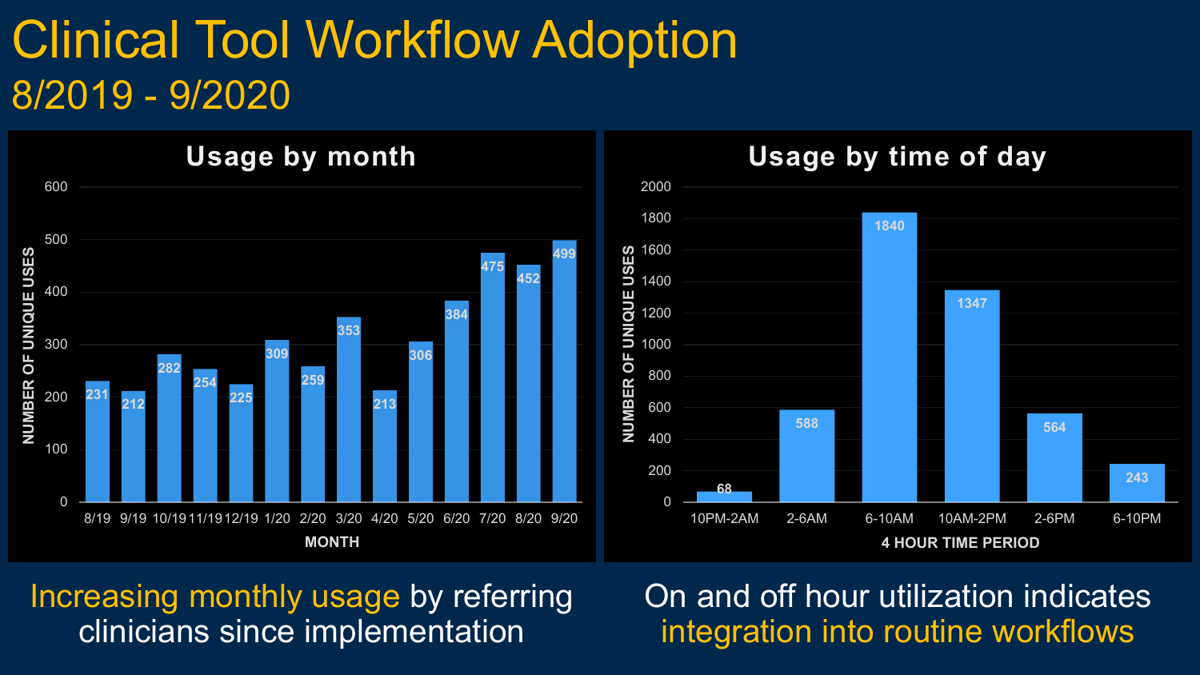# Clinical Tool Workflow Adoption

## 8/2019 - 9/2020

### Usage by month

| MONTH | NUMBER OF UNIQUE USES |
|---|---|
| 8/19 | 231 |
| 9/19 | 212 |
| 10/19 | 282 |
| 11/19 | 254 |
| 12/19 | 225 |
| 1/20 | 309 |
| 2/20 | 259 |
| 3/20 | 353 |
| 4/20 | 213 |
| 5/20 | 306 |
| 6/20 | 384 |
| 7/20 | 475 |
| 8/20 | 452 |
| 9/20 | 499 |

Increasing monthly usage by referring clinicians since implementation

### Usage by time of day

| 4 HOUR TIME PERIOD | NUMBER OF UNIQUE USES |
|---|---|
| 10PM-2AM | 68 |
| 2-6AM | 588 |
| 6-10AM | 1840 |
| 10AM-2PM | 1347 |
| 2-6PM | 564 |
| 6-10PM | 243 |

On and off hour utilization indicates integration into routine workflows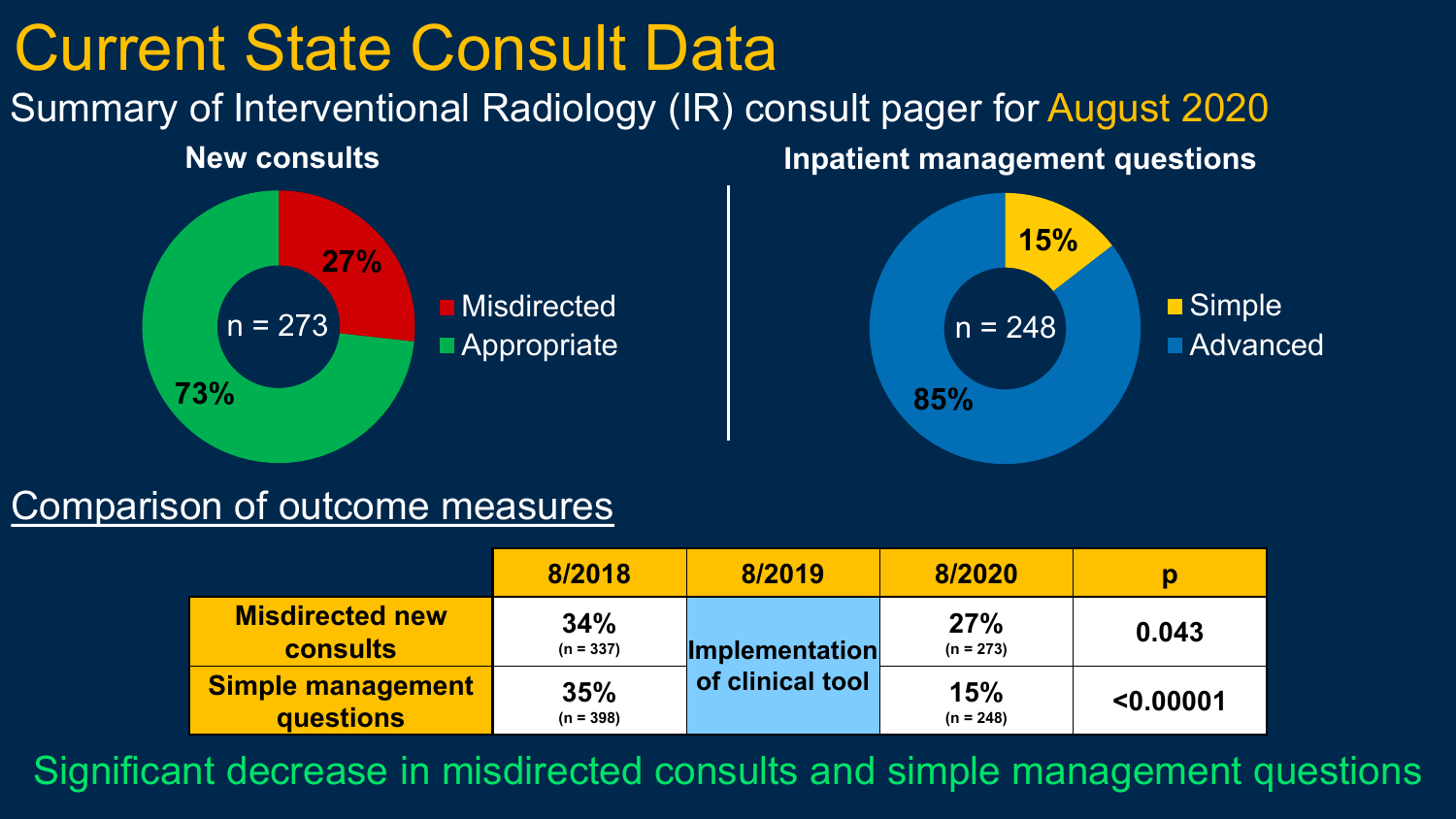# Current State Consult Data

Summary of Interventional Radiology (IR) consult pager for August 2020

**New consults**

n = 273

- Misdirected: 27%
- Appropriate: 73%

**Inpatient management questions**

n = 248

- Simple: 15%
- Advanced: 85%

## Comparison of outcome measures

| | 8/2018 | 8/2019 | 8/2020 | p |
|---|---|---|---|---|
| **Misdirected new consults** | **34%** (n = 337) | **Implementation of clinical tool** | **27%** (n = 273) | **0.043** |
| **Simple management questions** | **35%** (n = 398) | | **15%** (n = 248) | **<0.00001** |

Significant decrease in misdirected consults and simple management questions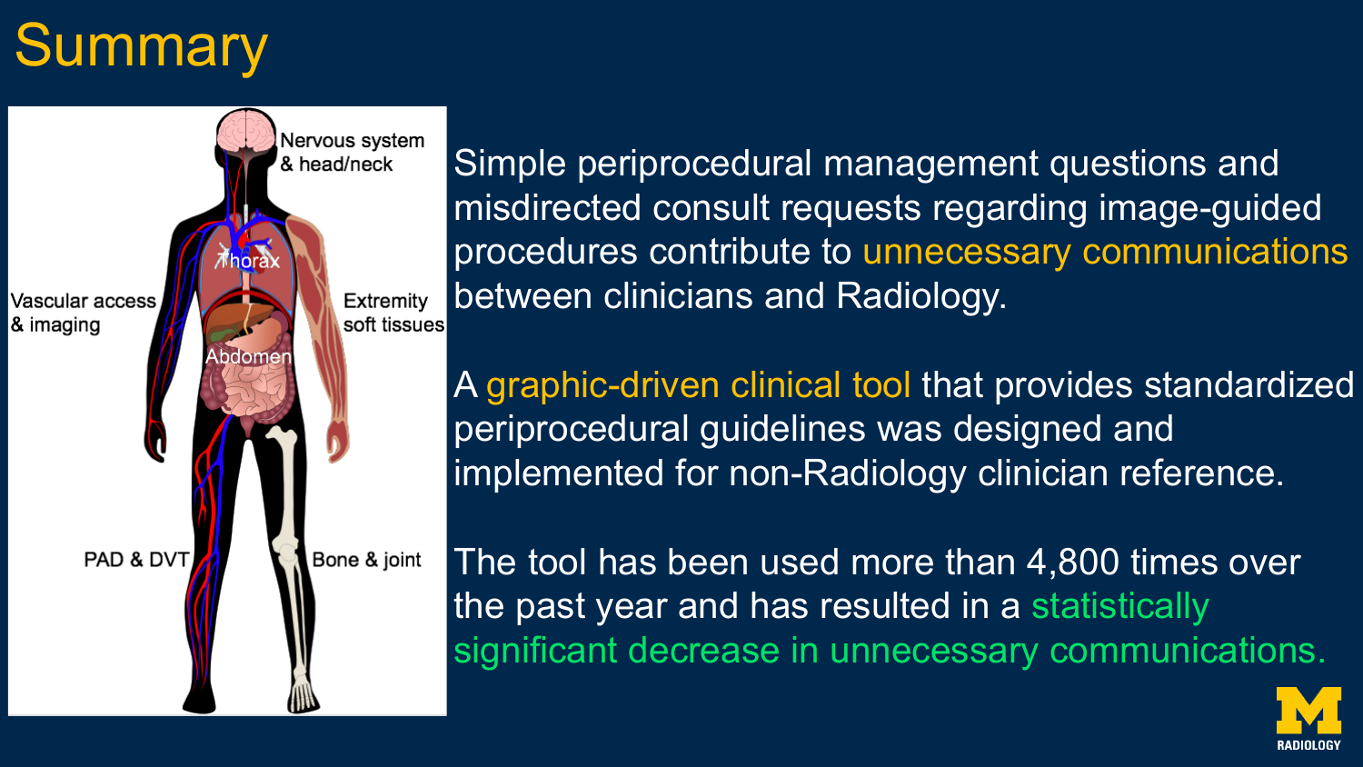# Summary

Nervous system & head/neck

Thorax

Vascular access & imaging

Extremity soft tissues

Abdomen

PAD & DVT

Bone & joint

Simple periprocedural management questions and misdirected consult requests regarding image-guided procedures contribute to unnecessary communications between clinicians and Radiology.

A graphic-driven clinical tool that provides standardized periprocedural guidelines was designed and implemented for non-Radiology clinician reference.

The tool has been used more than 4,800 times over the past year and has resulted in a statistically significant decrease in unnecessary communications.

RADIOLOGY